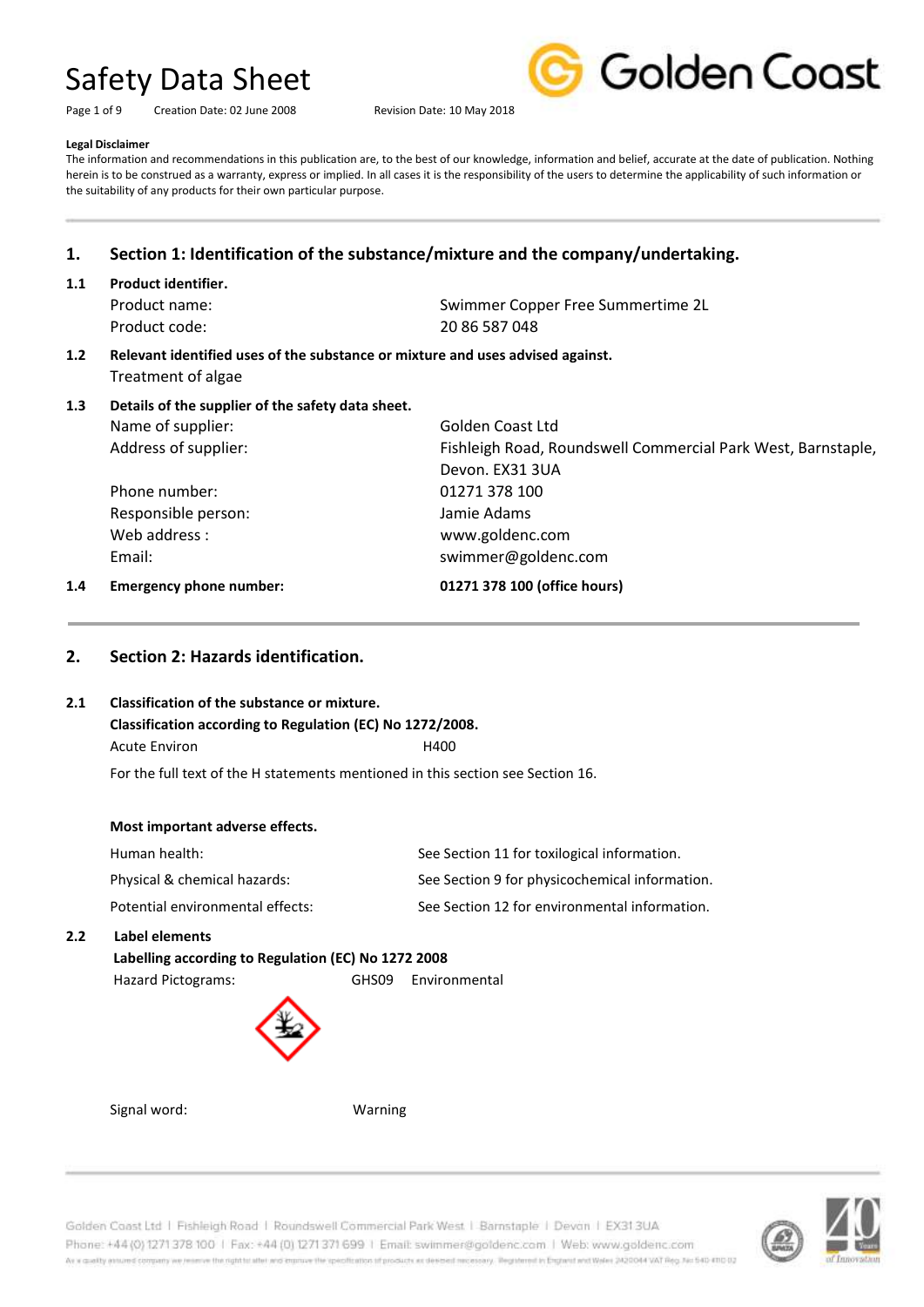# Safety Data Sheet

Creation Date: 02 June 2008 Revision Date: 10 May 2018

**Legal Disclaimer**

The information and recommendations in this publication are, to the best of our knowledge, information and belief, accurate at the date of publication. Nothing herein is to be construed as a warranty, express or implied. In all cases it is the responsibility of the users to determine the applicability of such information or the suitability of any products for their own particular purpose.

## 1. Section 1: Identification of the substance/mixture and the company/undertaking.

**1.1 Product identifier.**

| | |
|---|---|
| Product name: | Swimmer Copper Free Summertime 2L |
| Product code: | 20 86 587 048 |

**1.2 Relevant identified uses of the substance or mixture and uses advised against.**

Treatment of algae

**1.3 Details of the supplier of the safety data sheet.**

| | |
|---|---|
| Name of supplier: | Golden Coast Ltd |
| Address of supplier: | Fishleigh Road, Roundswell Commercial Park West, Barnstaple, Devon. EX31 3UA |
| Phone number: | 01271 378 100 |
| Responsible person: | Jamie Adams |
| Web address : | www.goldenc.com |
| Email: | swimmer@goldenc.com |

**1.4 Emergency phone number:** **01271 378 100 (office hours)**

## 2. Section 2: Hazards identification.

**2.1 Classification of the substance or mixture.**

**Classification according to Regulation (EC) No 1272/2008.**

| | |
|---|---|
| Acute Environ | H400 |

For the full text of the H statements mentioned in this section see Section 16.

**Most important adverse effects.**

| | |
|---|---|
| Human health: | See Section 11 for toxilogical information. |
| Physical & chemical hazards: | See Section 9 for physicochemical information. |
| Potential environmental effects: | See Section 12 for environmental information. |

**2.2 Label elements**

**Labelling according to Regulation (EC) No 1272 2008**

Hazard Pictograms: GHS09 Environmental

Signal word: Warning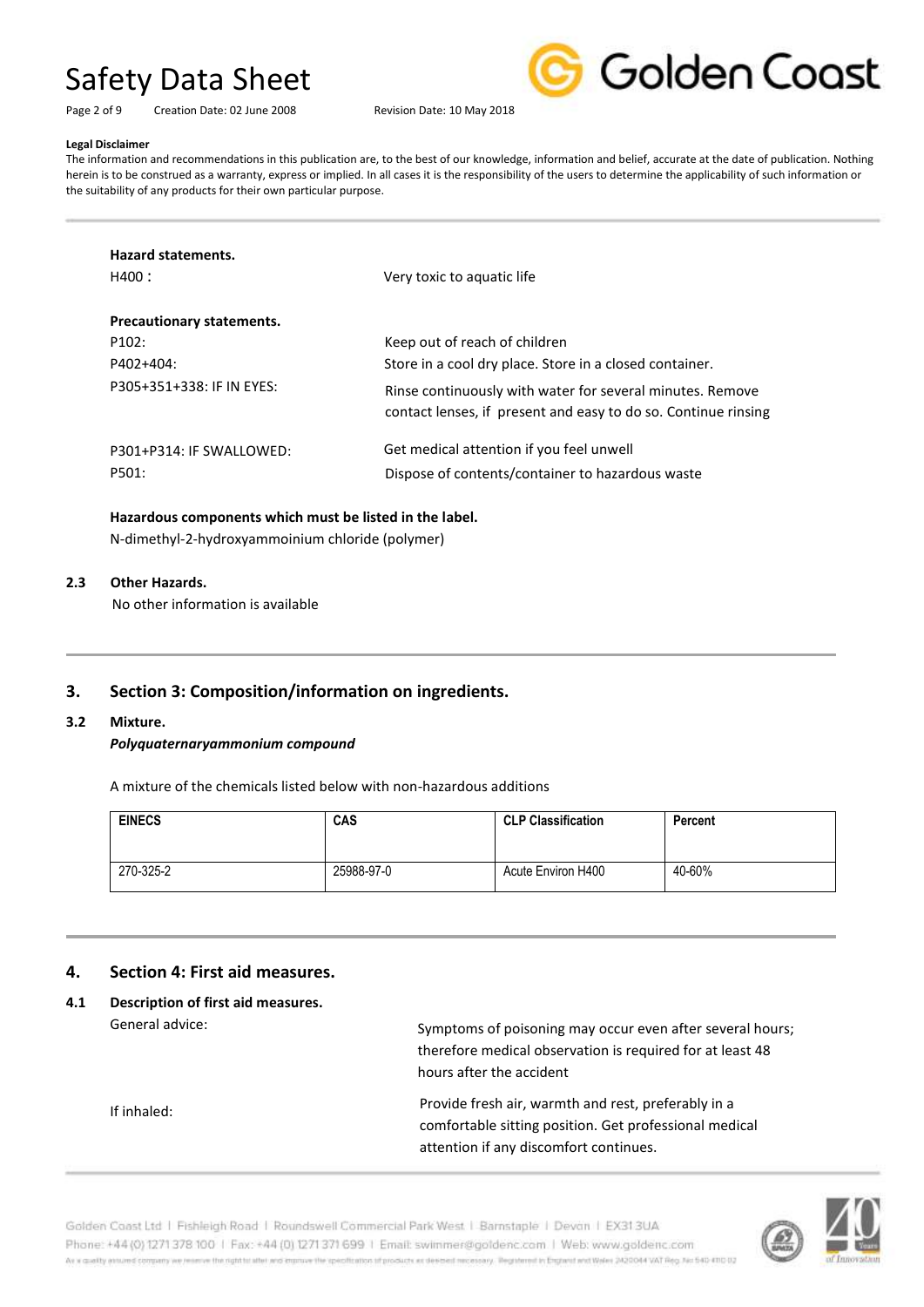**Legal Disclaimer**

The information and recommendations in this publication are, to the best of our knowledge, information and belief, accurate at the date of publication. Nothing herein is to be construed as a warranty, express or implied. In all cases it is the responsibility of the users to determine the applicability of such information or the suitability of any products for their own particular purpose.

**Hazard statements.**

H400 : Very toxic to aquatic life

**Precautionary statements.**

P102: Keep out of reach of children

P402+404: Store in a cool dry place. Store in a closed container.

P305+351+338: IF IN EYES: Rinse continuously with water for several minutes. Remove contact lenses, if present and easy to do so. Continue rinsing

P301+P314: IF SWALLOWED: Get medical attention if you feel unwell

P501: Dispose of contents/container to hazardous waste

**Hazardous components which must be listed in the label.**

N-dimethyl-2-hydroxyammoinium chloride (polymer)

**2.3 Other Hazards.**

No other information is available

## 3. Section 3: Composition/information on ingredients.

**3.2 Mixture.**

***Polyquaternaryammonium compound***

A mixture of the chemicals listed below with non-hazardous additions

| EINECS | CAS | CLP Classification | Percent |
|---|---|---|---|
| 270-325-2 | 25988-97-0 | Acute Environ H400 | 40-60% |

## 4. Section 4: First aid measures.

**4.1 Description of first aid measures.**

General advice: Symptoms of poisoning may occur even after several hours; therefore medical observation is required for at least 48 hours after the accident

If inhaled: Provide fresh air, warmth and rest, preferably in a comfortable sitting position. Get professional medical attention if any discomfort continues.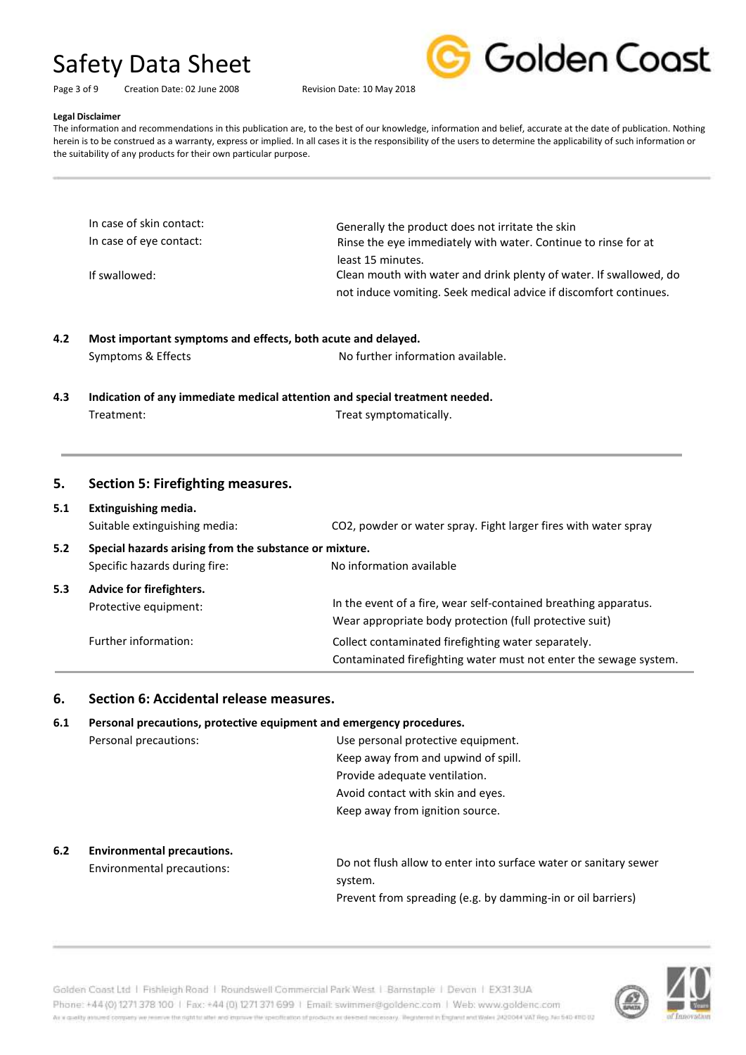**Legal Disclaimer**

The information and recommendations in this publication are, to the best of our knowledge, information and belief, accurate at the date of publication. Nothing herein is to be construed as a warranty, express or implied. In all cases it is the responsibility of the users to determine the applicability of such information or the suitability of any products for their own particular purpose.

| | |
|---|---|
| In case of skin contact: | Generally the product does not irritate the skin |
| In case of eye contact: | Rinse the eye immediately with water. Continue to rinse for at least 15 minutes. |
| If swallowed: | Clean mouth with water and drink plenty of water. If swallowed, do not induce vomiting. Seek medical advice if discomfort continues. |

**4.2 Most important symptoms and effects, both acute and delayed.**

| | |
|---|---|
| Symptoms & Effects | No further information available. |

**4.3 Indication of any immediate medical attention and special treatment needed.**

| | |
|---|---|
| Treatment: | Treat symptomatically. |

## 5. Section 5: Firefighting measures.

**5.1 Extinguishing media.**

| | |
|---|---|
| Suitable extinguishing media: | $CO_2$, powder or water spray. Fight larger fires with water spray |

**5.2 Special hazards arising from the substance or mixture.**

| | |
|---|---|
| Specific hazards during fire: | No information available |

**5.3 Advice for firefighters.**

| | |
|---|---|
| Protective equipment: | In the event of a fire, wear self-contained breathing apparatus. Wear appropriate body protection (full protective suit) |
| Further information: | Collect contaminated firefighting water separately. Contaminated firefighting water must not enter the sewage system. |

## 6. Section 6: Accidental release measures.

**6.1 Personal precautions, protective equipment and emergency procedures.**

| | |
|---|---|
| Personal precautions: | Use personal protective equipment. Keep away from and upwind of spill. Provide adequate ventilation. Avoid contact with skin and eyes. Keep away from ignition source. |

**6.2 Environmental precautions.**

| | |
|---|---|
| Environmental precautions: | Do not flush allow to enter into surface water or sanitary sewer system. Prevent from spreading (e.g. by damming-in or oil barriers) |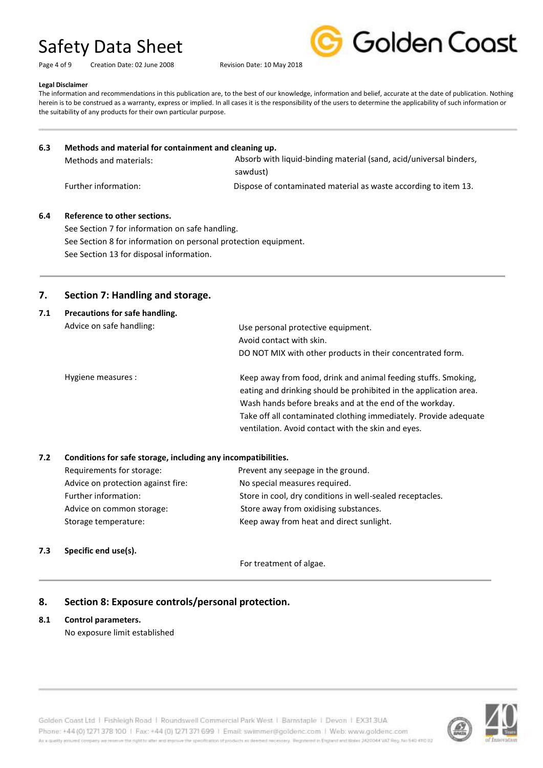**Legal Disclaimer**

The information and recommendations in this publication are, to the best of our knowledge, information and belief, accurate at the date of publication. Nothing herein is to be construed as a warranty, express or implied. In all cases it is the responsibility of the users to determine the applicability of such information or the suitability of any products for their own particular purpose.

### 6.3 Methods and material for containment and cleaning up.

| | |
|---|---|
| Methods and materials: | Absorb with liquid-binding material (sand, acid/universal binders, sawdust) |
| Further information: | Dispose of contaminated material as waste according to item 13. |

### 6.4 Reference to other sections.

See Section 7 for information on safe handling.
See Section 8 for information on personal protection equipment.
See Section 13 for disposal information.

## 7. Section 7: Handling and storage.

### 7.1 Precautions for safe handling.

| | |
|---|---|
| Advice on safe handling: | Use personal protective equipment.<br>Avoid contact with skin.<br>DO NOT MIX with other products in their concentrated form. |
| Hygiene measures : | Keep away from food, drink and animal feeding stuffs. Smoking, eating and drinking should be prohibited in the application area. Wash hands before breaks and at the end of the workday. Take off all contaminated clothing immediately. Provide adequate ventilation. Avoid contact with the skin and eyes. |

### 7.2 Conditions for safe storage, including any incompatibilities.

| | |
|---|---|
| Requirements for storage: | Prevent any seepage in the ground. |
| Advice on protection against fire: | No special measures required. |
| Further information: | Store in cool, dry conditions in well-sealed receptacles. |
| Advice on common storage: | Store away from oxidising substances. |
| Storage temperature: | Keep away from heat and direct sunlight. |

### 7.3 Specific end use(s).

For treatment of algae.

## 8. Section 8: Exposure controls/personal protection.

### 8.1 Control parameters.

No exposure limit established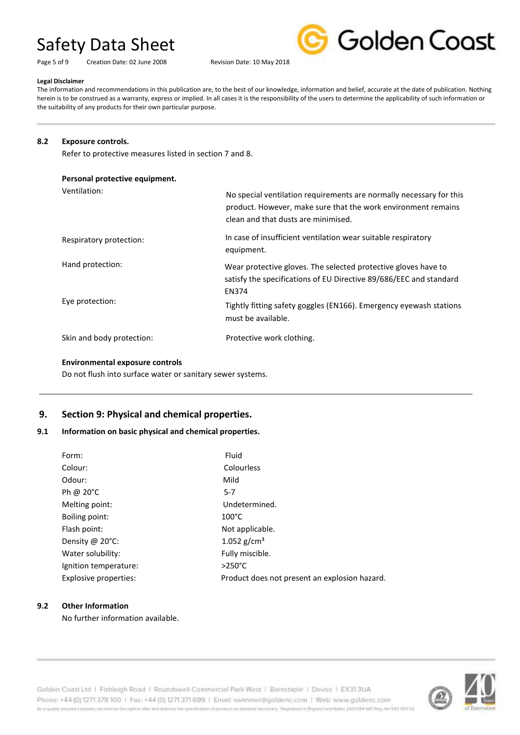**Legal Disclaimer**

The information and recommendations in this publication are, to the best of our knowledge, information and belief, accurate at the date of publication. Nothing herein is to be construed as a warranty, express or implied. In all cases it is the responsibility of the users to determine the applicability of such information or the suitability of any products for their own particular purpose.

---

### 8.2 Exposure controls.

Refer to protective measures listed in section 7 and 8.

**Personal protective equipment.**

| | |
|---|---|
| Ventilation: | No special ventilation requirements are normally necessary for this product. However, make sure that the work environment remains clean and that dusts are minimised. |
| Respiratory protection: | In case of insufficient ventilation wear suitable respiratory equipment. |
| Hand protection: | Wear protective gloves. The selected protective gloves have to satisfy the specifications of EU Directive 89/686/EEC and standard EN374 |
| Eye protection: | Tightly fitting safety goggles (EN166). Emergency eyewash stations must be available. |
| Skin and body protection: | Protective work clothing. |

**Environmental exposure controls**

Do not flush into surface water or sanitary sewer systems.

---

## 9. Section 9: Physical and chemical properties.

### 9.1 Information on basic physical and chemical properties.

| | |
|---|---|
| Form: | Fluid |
| Colour: | Colourless |
| Odour: | Mild |
| Ph @ 20°C | 5-7 |
| Melting point: | Undetermined. |
| Boiling point: | 100°C |
| Flash point: | Not applicable. |
| Density @ 20°C: | 1.052 g/cm³ |
| Water solubility: | Fully miscible. |
| Ignition temperature: | >250°C |
| Explosive properties: | Product does not present an explosion hazard. |

### 9.2 Other Information

No further information available.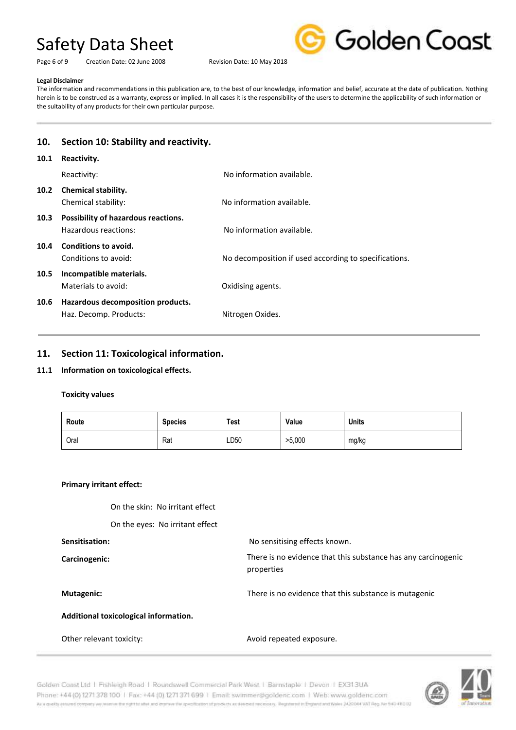**Legal Disclaimer**

The information and recommendations in this publication are, to the best of our knowledge, information and belief, accurate at the date of publication. Nothing herein is to be construed as a warranty, express or implied. In all cases it is the responsibility of the users to determine the applicability of such information or the suitability of any products for their own particular purpose.

## 10. Section 10: Stability and reactivity.

### 10.1 Reactivity.

Reactivity: No information available.

### 10.2 Chemical stability.

Chemical stability: No information available.

### 10.3 Possibility of hazardous reactions.

Hazardous reactions: No information available.

### 10.4 Conditions to avoid.

Conditions to avoid: No decomposition if used according to specifications.

### 10.5 Incompatible materials.

Materials to avoid: Oxidising agents.

### 10.6 Hazardous decomposition products.

Haz. Decomp. Products: Nitrogen Oxides.

## 11. Section 11: Toxicological information.

### 11.1 Information on toxicological effects.

**Toxicity values**

| Route | Species | Test | Value | Units |
|---|---|---|---|---|
| Oral | Rat | LD50 | >5,000 | mg/kg |

**Primary irritant effect:**

On the skin: No irritant effect

On the eyes: No irritant effect

**Sensitisation:** No sensitising effects known.

**Carcinogenic:** There is no evidence that this substance has any carcinogenic properties

**Mutagenic:** There is no evidence that this substance is mutagenic

**Additional toxicological information.**

Other relevant toxicity: Avoid repeated exposure.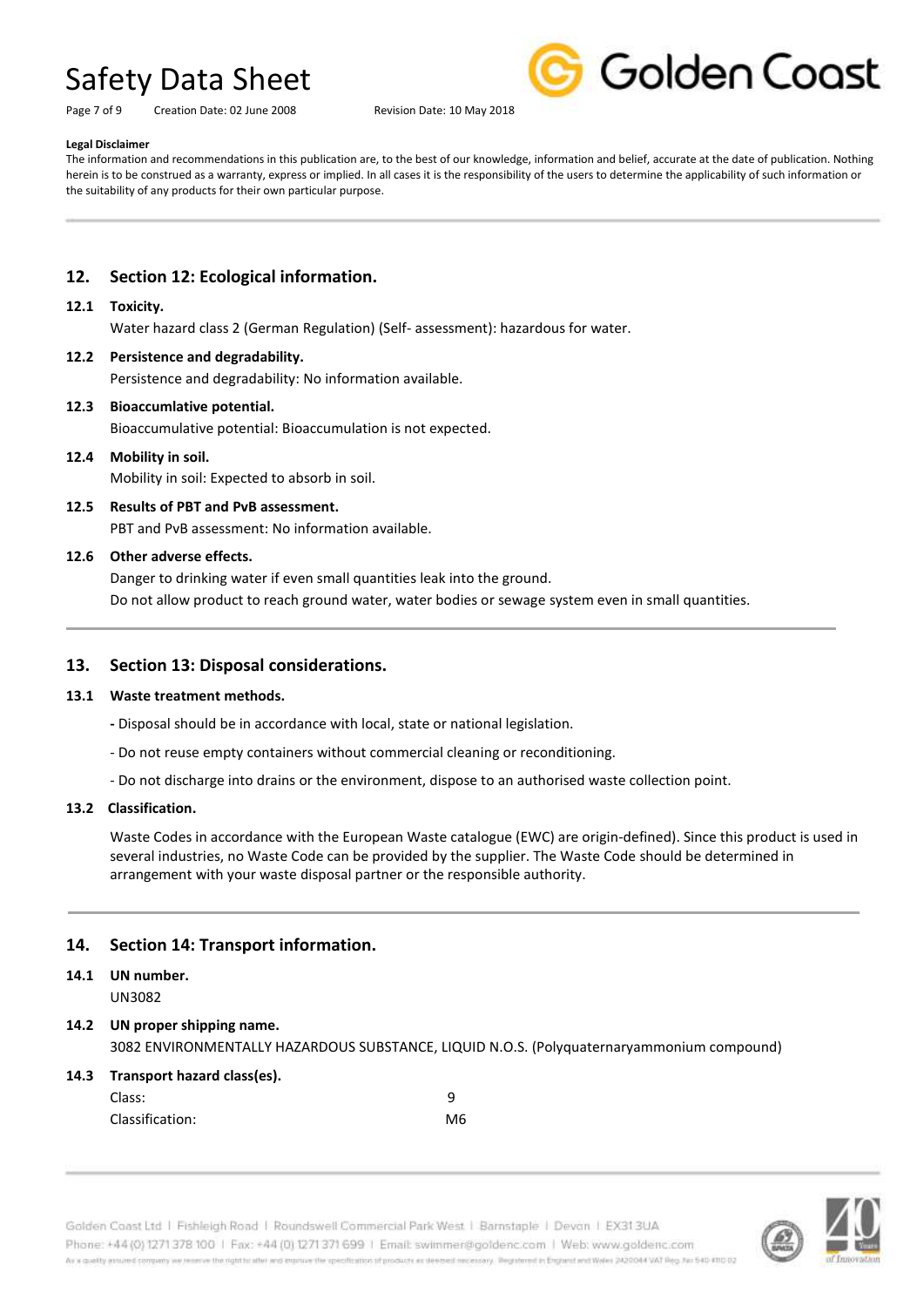**Legal Disclaimer**

The information and recommendations in this publication are, to the best of our knowledge, information and belief, accurate at the date of publication. Nothing herein is to be construed as a warranty, express or implied. In all cases it is the responsibility of the users to determine the applicability of such information or the suitability of any products for their own particular purpose.

## 12. Section 12: Ecological information.

### 12.1 Toxicity.

Water hazard class 2 (German Regulation) (Self- assessment): hazardous for water.

### 12.2 Persistence and degradability.

Persistence and degradability: No information available.

### 12.3 Bioaccumlative potential.

Bioaccumulative potential: Bioaccumulation is not expected.

### 12.4 Mobility in soil.

Mobility in soil: Expected to absorb in soil.

### 12.5 Results of PBT and PvB assessment.

PBT and PvB assessment: No information available.

### 12.6 Other adverse effects.

Danger to drinking water if even small quantities leak into the ground.

Do not allow product to reach ground water, water bodies or sewage system even in small quantities.

## 13. Section 13: Disposal considerations.

### 13.1 Waste treatment methods.

- Disposal should be in accordance with local, state or national legislation.
- Do not reuse empty containers without commercial cleaning or reconditioning.
- Do not discharge into drains or the environment, dispose to an authorised waste collection point.

### 13.2 Classification.

Waste Codes in accordance with the European Waste catalogue (EWC) are origin-defined). Since this product is used in several industries, no Waste Code can be provided by the supplier. The Waste Code should be determined in arrangement with your waste disposal partner or the responsible authority.

## 14. Section 14: Transport information.

### 14.1 UN number.

UN3082

### 14.2 UN proper shipping name.

3082 ENVIRONMENTALLY HAZARDOUS SUBSTANCE, LIQUID N.O.S. (Polyquaternaryammonium compound)

### 14.3 Transport hazard class(es).

| | |
|---|---|
| Class: | 9 |
| Classification: | M6 |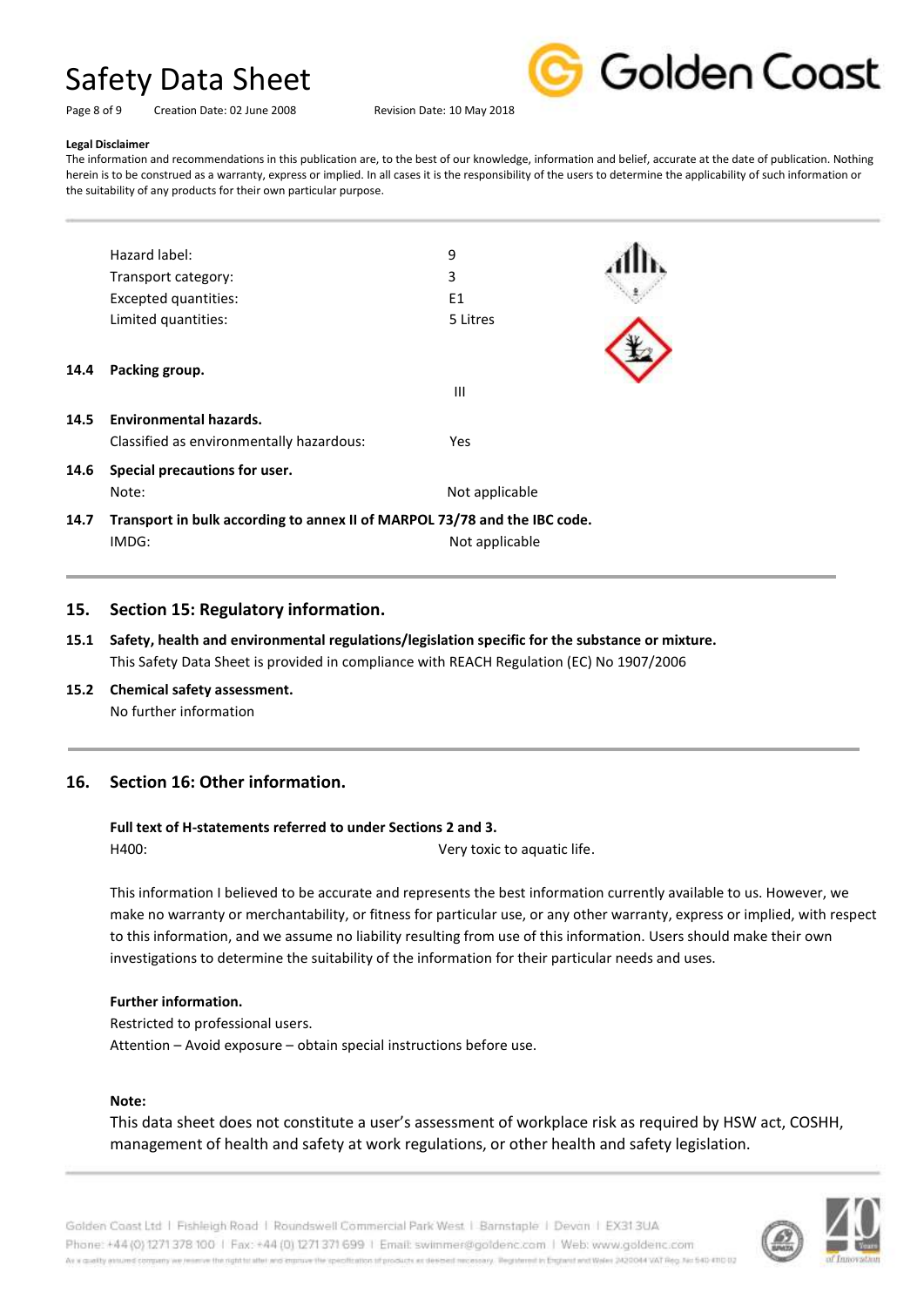**Legal Disclaimer**

The information and recommendations in this publication are, to the best of our knowledge, information and belief, accurate at the date of publication. Nothing herein is to be construed as a warranty, express or implied. In all cases it is the responsibility of the users to determine the applicability of such information or the suitability of any products for their own particular purpose.

| | |
|---|---|
| Hazard label: | 9 |
| Transport category: | 3 |
| Excepted quantities: | E1 |
| Limited quantities: | 5 Litres |

**14.4 Packing group.**

III

**14.5 Environmental hazards.**

Classified as environmentally hazardous: Yes

**14.6 Special precautions for user.**

Note: Not applicable

**14.7 Transport in bulk according to annex II of MARPOL 73/78 and the IBC code.**

IMDG: Not applicable

## 15. Section 15: Regulatory information.

**15.1 Safety, health and environmental regulations/legislation specific for the substance or mixture.**

This Safety Data Sheet is provided in compliance with REACH Regulation (EC) No 1907/2006

**15.2 Chemical safety assessment.**

No further information

## 16. Section 16: Other information.

**Full text of H-statements referred to under Sections 2 and 3.**

H400: Very toxic to aquatic life.

This information I believed to be accurate and represents the best information currently available to us. However, we make no warranty or merchantability, or fitness for particular use, or any other warranty, express or implied, with respect to this information, and we assume no liability resulting from use of this information. Users should make their own investigations to determine the suitability of the information for their particular needs and uses.

**Further information.**

Restricted to professional users.

Attention – Avoid exposure – obtain special instructions before use.

**Note:**

This data sheet does not constitute a user's assessment of workplace risk as required by HSW act, COSHH, management of health and safety at work regulations, or other health and safety legislation.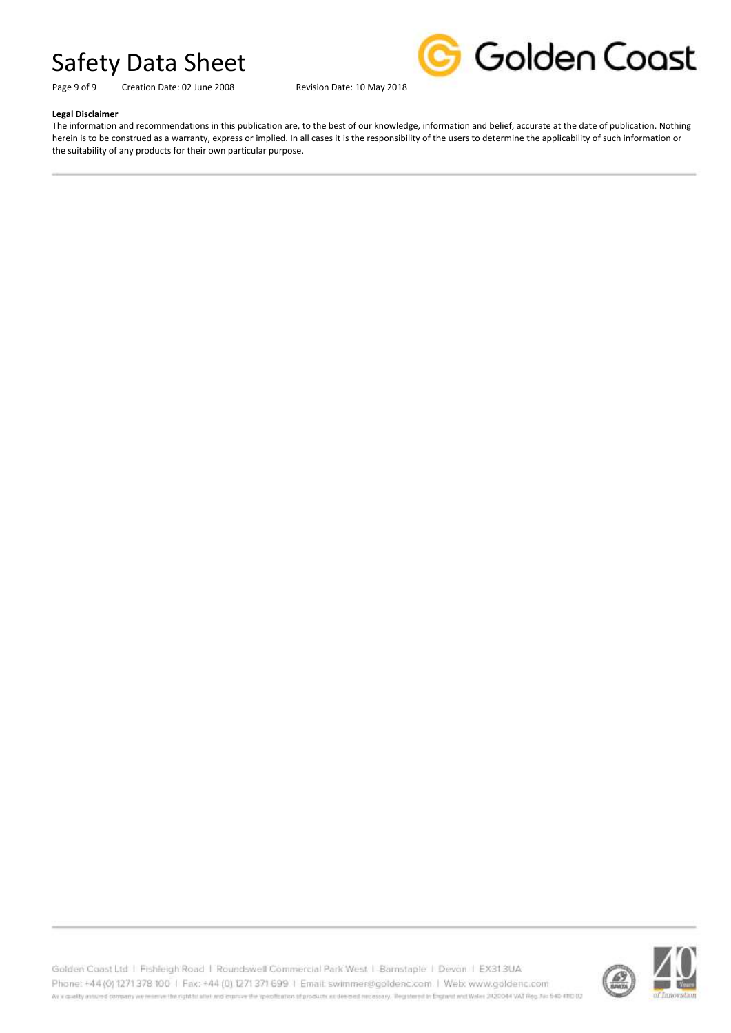**Legal Disclaimer**

The information and recommendations in this publication are, to the best of our knowledge, information and belief, accurate at the date of publication. Nothing herein is to be construed as a warranty, express or implied. In all cases it is the responsibility of the users to determine the applicability of such information or the suitability of any products for their own particular purpose.